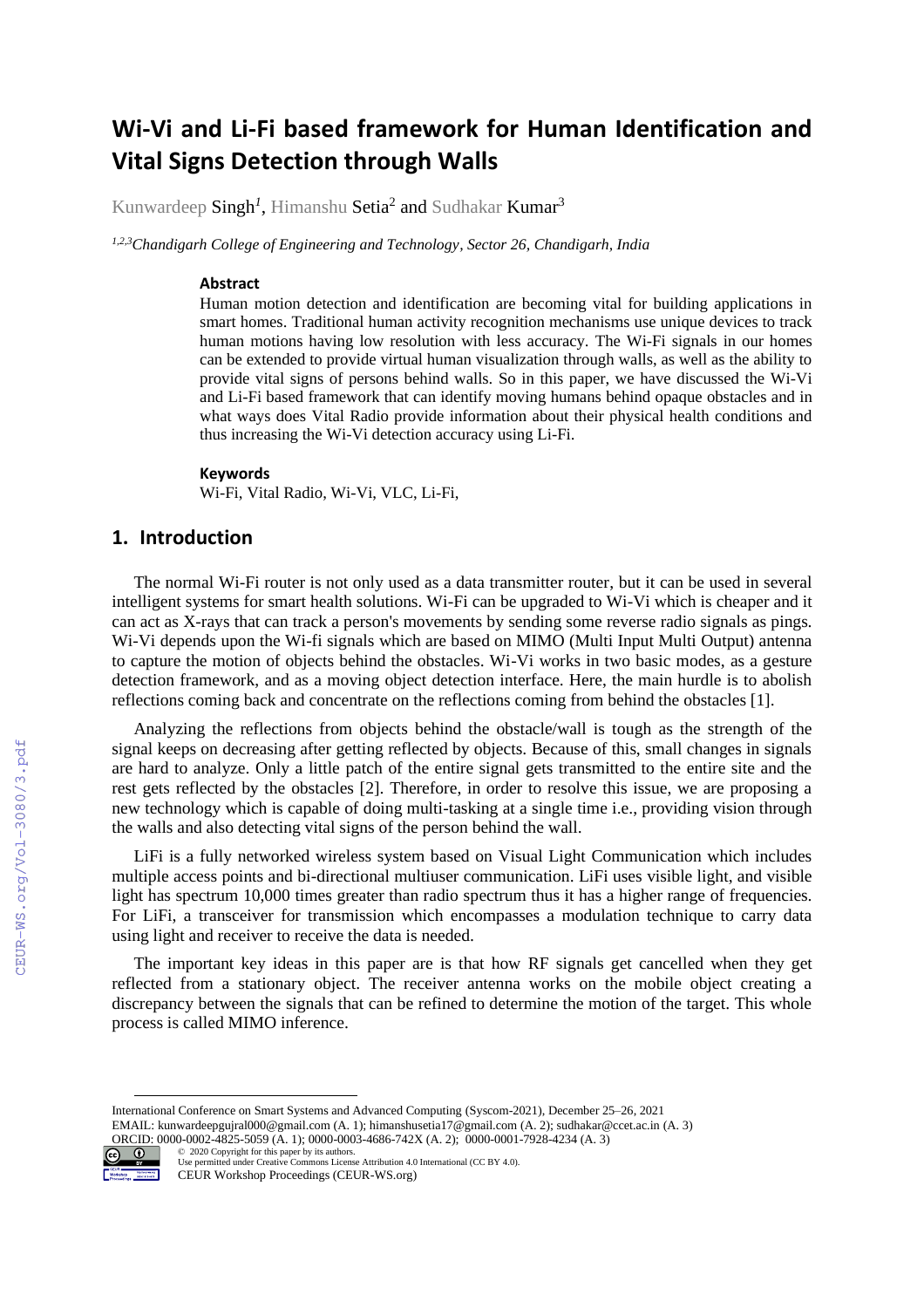# Wi-Vi and Li-Fi based framework for Human Identification and Vital Signs Detection through Walls

Kunwardeep Singh[1], Himanshu Setia[2] and Sudhakar Kumar[3]

[1,2,3] *Chandigarh College of Engineering and Technology, Sector 26, Chandigarh, India*

### Abstract

Human motion detection and identification are becoming vital for building applications in smart homes. Traditional human activity recognition mechanisms use unique devices to track human motions having low resolution with less accuracy. The Wi-Fi signals in our homes can be extended to provide virtual human visualization through walls, as well as the ability to provide vital signs of persons behind walls. So in this paper, we have discussed the Wi-Vi and Li-Fi based framework that can identify moving humans behind opaque obstacles and in what ways does Vital Radio provide information about their physical health conditions and thus increasing the Wi-Vi detection accuracy using Li-Fi.

### Keywords

Wi-Fi, Vital Radio, Wi-Vi, VLC, Li-Fi,

## 1. Introduction

The normal Wi-Fi router is not only used as a data transmitter router, but it can be used in several intelligent systems for smart health solutions. Wi-Fi can be upgraded to Wi-Vi which is cheaper and it can act as X-rays that can track a person's movements by sending some reverse radio signals as pings. Wi-Vi depends upon the Wi-fi signals which are based on MIMO (Multi Input Multi Output) antenna to capture the motion of objects behind the obstacles. Wi-Vi works in two basic modes, as a gesture detection framework, and as a moving object detection interface. Here, the main hurdle is to abolish reflections coming back and concentrate on the reflections coming from behind the obstacles [1].

Analyzing the reflections from objects behind the obstacle/wall is tough as the strength of the signal keeps on decreasing after getting reflected by objects. Because of this, small changes in signals are hard to analyze. Only a little patch of the entire signal gets transmitted to the entire site and the rest gets reflected by the obstacles [2]. Therefore, in order to resolve this issue, we are proposing a new technology which is capable of doing multi-tasking at a single time i.e., providing vision through the walls and also detecting vital signs of the person behind the wall.

LiFi is a fully networked wireless system based on Visual Light Communication which includes multiple access points and bi-directional multiuser communication. LiFi uses visible light, and visible light has spectrum 10,000 times greater than radio spectrum thus it has a higher range of frequencies. For LiFi, a transceiver for transmission which encompasses a modulation technique to carry data using light and receiver to receive the data is needed.

The important key ideas in this paper are is that how RF signals get cancelled when they get reflected from a stationary object. The receiver antenna works on the mobile object creating a discrepancy between the signals that can be refined to determine the motion of the target. This whole process is called MIMO inference.

---

International Conference on Smart Systems and Advanced Computing (Syscom-2021), December 25–26, 2021
EMAIL: kunwardeepgujral000@gmail.com (A. 1); himanshusetia17@gmail.com (A. 2); sudhakar@ccet.ac.in (A. 3)
ORCID: 0000-0002-4825-5059 (A. 1); 0000-0003-4686-742X (A. 2); 0000-0001-7928-4234 (A. 3)
© 2020 Copyright for this paper by its authors.
Use permitted under Creative Commons License Attribution 4.0 International (CC BY 4.0).
CEUR Workshop Proceedings (CEUR-WS.org)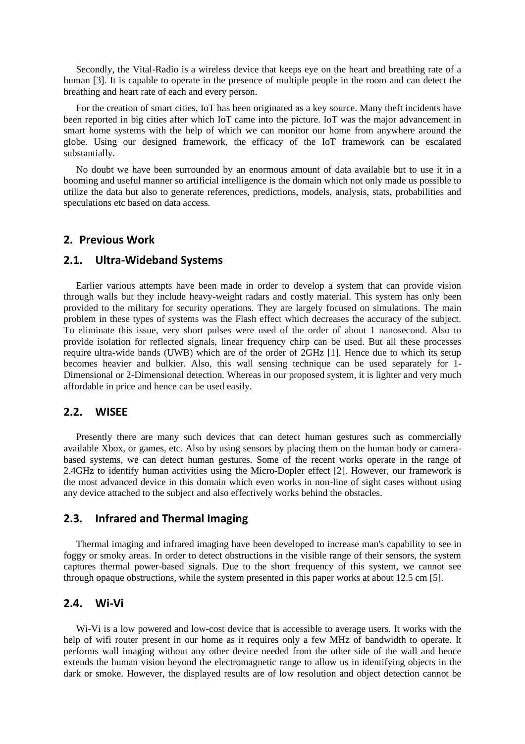Secondly, the Vital-Radio is a wireless device that keeps eye on the heart and breathing rate of a human [3]. It is capable to operate in the presence of multiple people in the room and can detect the breathing and heart rate of each and every person.

For the creation of smart cities, IoT has been originated as a key source. Many theft incidents have been reported in big cities after which IoT came into the picture. IoT was the major advancement in smart home systems with the help of which we can monitor our home from anywhere around the globe. Using our designed framework, the efficacy of the IoT framework can be escalated substantially.

No doubt we have been surrounded by an enormous amount of data available but to use it in a booming and useful manner so artificial intelligence is the domain which not only made us possible to utilize the data but also to generate references, predictions, models, analysis, stats, probabilities and speculations etc based on data access.

## 2. Previous Work

### 2.1. Ultra-Wideband Systems

Earlier various attempts have been made in order to develop a system that can provide vision through walls but they include heavy-weight radars and costly material. This system has only been provided to the military for security operations. They are largely focused on simulations. The main problem in these types of systems was the Flash effect which decreases the accuracy of the subject. To eliminate this issue, very short pulses were used of the order of about 1 nanosecond. Also to provide isolation for reflected signals, linear frequency chirp can be used. But all these processes require ultra-wide bands (UWB) which are of the order of 2GHz [1]. Hence due to which its setup becomes heavier and bulkier. Also, this wall sensing technique can be used separately for 1-Dimensional or 2-Dimensional detection. Whereas in our proposed system, it is lighter and very much affordable in price and hence can be used easily.

### 2.2. WISEE

Presently there are many such devices that can detect human gestures such as commercially available Xbox, or games, etc. Also by using sensors by placing them on the human body or camera-based systems, we can detect human gestures. Some of the recent works operate in the range of 2.4GHz to identify human activities using the Micro-Dopler effect [2]. However, our framework is the most advanced device in this domain which even works in non-line of sight cases without using any device attached to the subject and also effectively works behind the obstacles.

### 2.3. Infrared and Thermal Imaging

Thermal imaging and infrared imaging have been developed to increase man's capability to see in foggy or smoky areas. In order to detect obstructions in the visible range of their sensors, the system captures thermal power-based signals. Due to the short frequency of this system, we cannot see through opaque obstructions, while the system presented in this paper works at about 12.5 cm [5].

### 2.4. Wi-Vi

Wi-Vi is a low powered and low-cost device that is accessible to average users. It works with the help of wifi router present in our home as it requires only a few MHz of bandwidth to operate. It performs wall imaging without any other device needed from the other side of the wall and hence extends the human vision beyond the electromagnetic range to allow us in identifying objects in the dark or smoke. However, the displayed results are of low resolution and object detection cannot be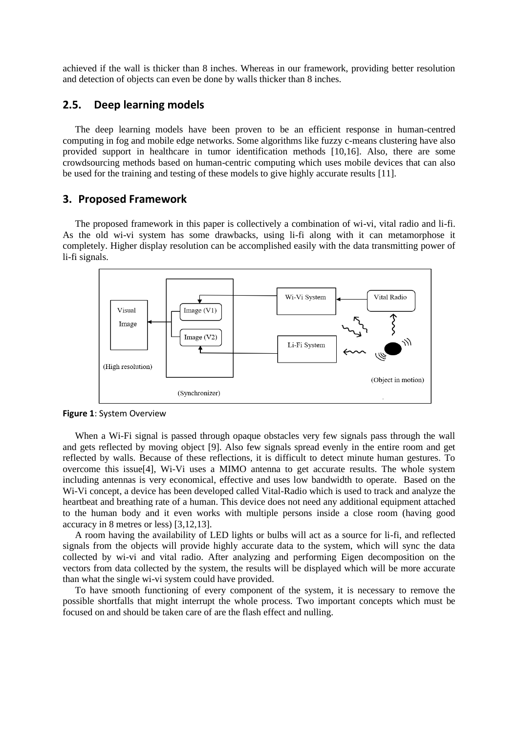achieved if the wall is thicker than 8 inches. Whereas in our framework, providing better resolution and detection of objects can even be done by walls thicker than 8 inches.

## 2.5. Deep learning models

The deep learning models have been proven to be an efficient response in human-centred computing in fog and mobile edge networks. Some algorithms like fuzzy c-means clustering have also provided support in healthcare in tumor identification methods [10,16]. Also, there are some crowdsourcing methods based on human-centric computing which uses mobile devices that can also be used for the training and testing of these models to give highly accurate results [11].

# 3. Proposed Framework

The proposed framework in this paper is collectively a combination of wi-vi, vital radio and li-fi. As the old wi-vi system has some drawbacks, using li-fi along with it can metamorphose it completely. Higher display resolution can be accomplished easily with the data transmitting power of li-fi signals.

**Figure 1**: System Overview

When a Wi-Fi signal is passed through opaque obstacles very few signals pass through the wall and gets reflected by moving object [9]. Also few signals spread evenly in the entire room and get reflected by walls. Because of these reflections, it is difficult to detect minute human gestures. To overcome this issue[4], Wi-Vi uses a MIMO antenna to get accurate results. The whole system including antennas is very economical, effective and uses low bandwidth to operate. Based on the Wi-Vi concept, a device has been developed called Vital-Radio which is used to track and analyze the heartbeat and breathing rate of a human. This device does not need any additional equipment attached to the human body and it even works with multiple persons inside a close room (having good accuracy in 8 metres or less) [3,12,13].

A room having the availability of LED lights or bulbs will act as a source for li-fi, and reflected signals from the objects will provide highly accurate data to the system, which will sync the data collected by wi-vi and vital radio. After analyzing and performing Eigen decomposition on the vectors from data collected by the system, the results will be displayed which will be more accurate than what the single wi-vi system could have provided.

To have smooth functioning of every component of the system, it is necessary to remove the possible shortfalls that might interrupt the whole process. Two important concepts which must be focused on and should be taken care of are the flash effect and nulling.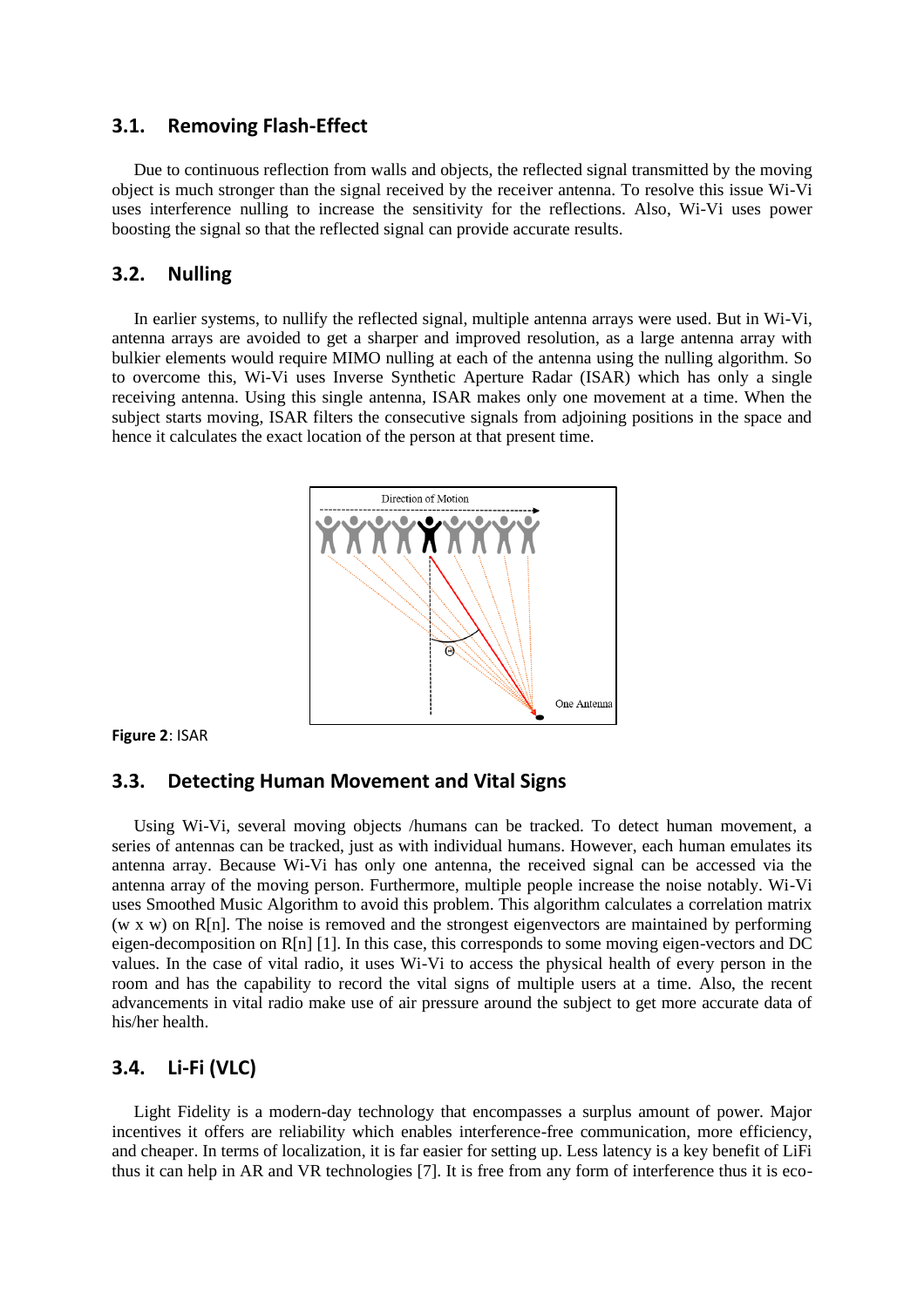### 3.1. Removing Flash-Effect

Due to continuous reflection from walls and objects, the reflected signal transmitted by the moving object is much stronger than the signal received by the receiver antenna. To resolve this issue Wi-Vi uses interference nulling to increase the sensitivity for the reflections. Also, Wi-Vi uses power boosting the signal so that the reflected signal can provide accurate results.

### 3.2. Nulling

In earlier systems, to nullify the reflected signal, multiple antenna arrays were used. But in Wi-Vi, antenna arrays are avoided to get a sharper and improved resolution, as a large antenna array with bulkier elements would require MIMO nulling at each of the antenna using the nulling algorithm. So to overcome this, Wi-Vi uses Inverse Synthetic Aperture Radar (ISAR) which has only a single receiving antenna. Using this single antenna, ISAR makes only one movement at a time. When the subject starts moving, ISAR filters the consecutive signals from adjoining positions in the space and hence it calculates the exact location of the person at that present time.

**Figure 2**: ISAR

### 3.3. Detecting Human Movement and Vital Signs

Using Wi-Vi, several moving objects /humans can be tracked. To detect human movement, a series of antennas can be tracked, just as with individual humans. However, each human emulates its antenna array. Because Wi-Vi has only one antenna, the received signal can be accessed via the antenna array of the moving person. Furthermore, multiple people increase the noise notably. Wi-Vi uses Smoothed Music Algorithm to avoid this problem. This algorithm calculates a correlation matrix (w x w) on R[n]. The noise is removed and the strongest eigenvectors are maintained by performing eigen-decomposition on R[n] [1]. In this case, this corresponds to some moving eigen-vectors and DC values. In the case of vital radio, it uses Wi-Vi to access the physical health of every person in the room and has the capability to record the vital signs of multiple users at a time. Also, the recent advancements in vital radio make use of air pressure around the subject to get more accurate data of his/her health.

### 3.4. Li-Fi (VLC)

Light Fidelity is a modern-day technology that encompasses a surplus amount of power. Major incentives it offers are reliability which enables interference-free communication, more efficiency, and cheaper. In terms of localization, it is far easier for setting up. Less latency is a key benefit of LiFi thus it can help in AR and VR technologies [7]. It is free from any form of interference thus it is eco-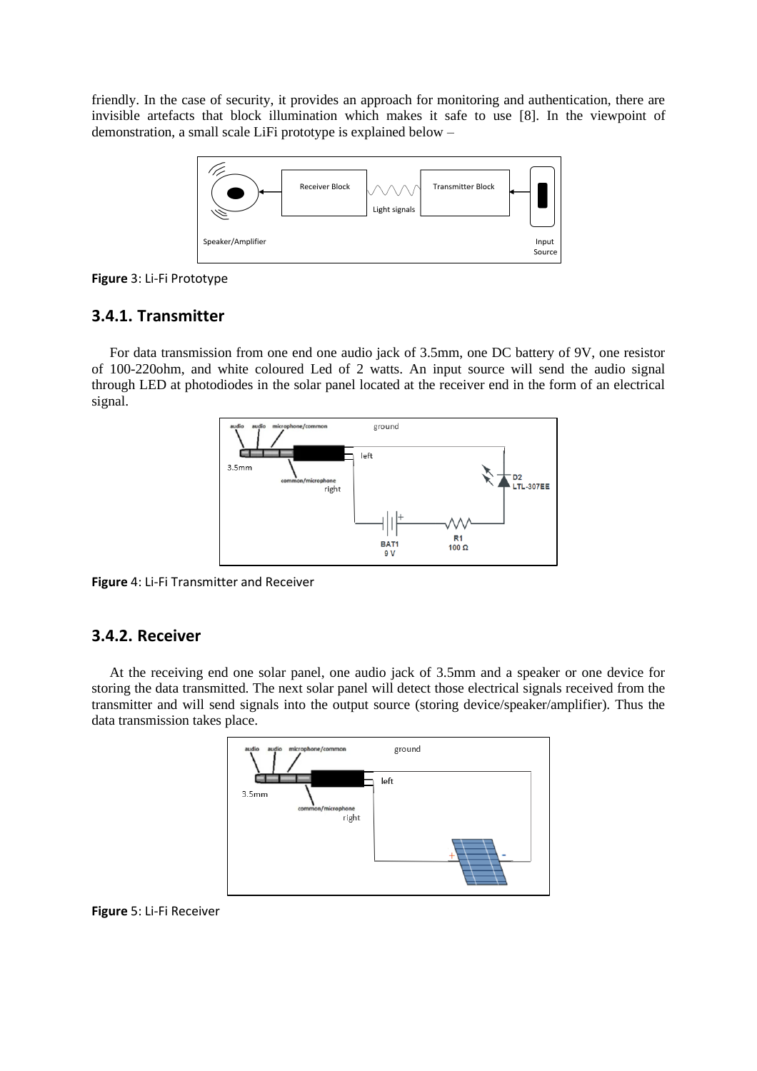friendly. In the case of security, it provides an approach for monitoring and authentication, there are invisible artefacts that block illumination which makes it safe to use [8]. In the viewpoint of demonstration, a small scale LiFi prototype is explained below –

**Figure** 3: Li-Fi Prototype

### 3.4.1. Transmitter

For data transmission from one end one audio jack of 3.5mm, one DC battery of 9V, one resistor of 100-220ohm, and white coloured Led of 2 watts. An input source will send the audio signal through LED at photodiodes in the solar panel located at the receiver end in the form of an electrical signal.

**Figure** 4: Li-Fi Transmitter and Receiver

### 3.4.2. Receiver

At the receiving end one solar panel, one audio jack of 3.5mm and a speaker or one device for storing the data transmitted. The next solar panel will detect those electrical signals received from the transmitter and will send signals into the output source (storing device/speaker/amplifier). Thus the data transmission takes place.

**Figure** 5: Li-Fi Receiver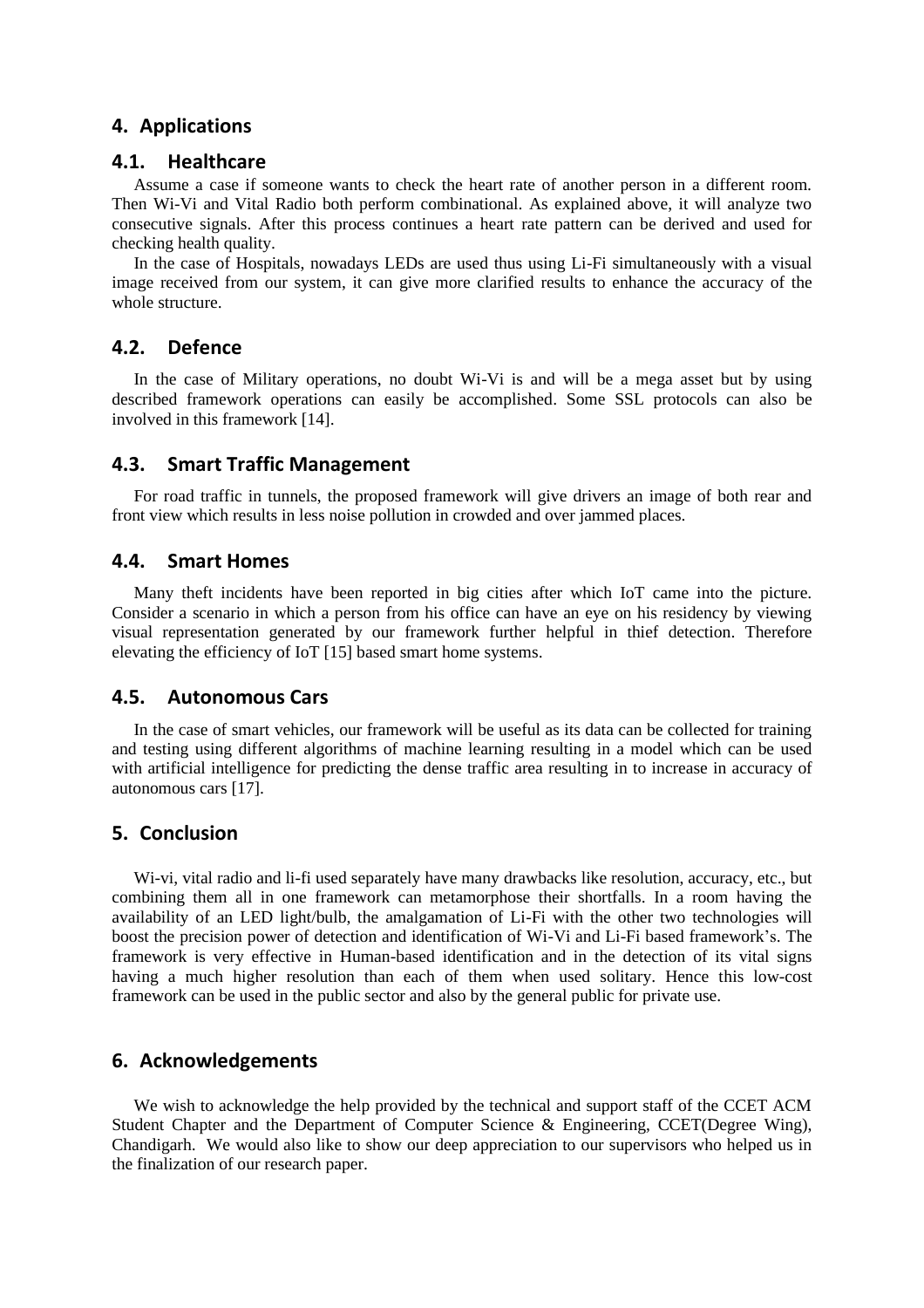## 4. Applications

### 4.1. Healthcare

Assume a case if someone wants to check the heart rate of another person in a different room. Then Wi-Vi and Vital Radio both perform combinational. As explained above, it will analyze two consecutive signals. After this process continues a heart rate pattern can be derived and used for checking health quality.

In the case of Hospitals, nowadays LEDs are used thus using Li-Fi simultaneously with a visual image received from our system, it can give more clarified results to enhance the accuracy of the whole structure.

### 4.2. Defence

In the case of Military operations, no doubt Wi-Vi is and will be a mega asset but by using described framework operations can easily be accomplished. Some SSL protocols can also be involved in this framework [14].

### 4.3. Smart Traffic Management

For road traffic in tunnels, the proposed framework will give drivers an image of both rear and front view which results in less noise pollution in crowded and over jammed places.

### 4.4. Smart Homes

Many theft incidents have been reported in big cities after which IoT came into the picture. Consider a scenario in which a person from his office can have an eye on his residency by viewing visual representation generated by our framework further helpful in thief detection. Therefore elevating the efficiency of IoT [15] based smart home systems.

### 4.5. Autonomous Cars

In the case of smart vehicles, our framework will be useful as its data can be collected for training and testing using different algorithms of machine learning resulting in a model which can be used with artificial intelligence for predicting the dense traffic area resulting in to increase in accuracy of autonomous cars [17].

## 5. Conclusion

Wi-vi, vital radio and li-fi used separately have many drawbacks like resolution, accuracy, etc., but combining them all in one framework can metamorphose their shortfalls. In a room having the availability of an LED light/bulb, the amalgamation of Li-Fi with the other two technologies will boost the precision power of detection and identification of Wi-Vi and Li-Fi based framework's. The framework is very effective in Human-based identification and in the detection of its vital signs having a much higher resolution than each of them when used solitary. Hence this low-cost framework can be used in the public sector and also by the general public for private use.

## 6. Acknowledgements

We wish to acknowledge the help provided by the technical and support staff of the CCET ACM Student Chapter and the Department of Computer Science & Engineering, CCET(Degree Wing), Chandigarh. We would also like to show our deep appreciation to our supervisors who helped us in the finalization of our research paper.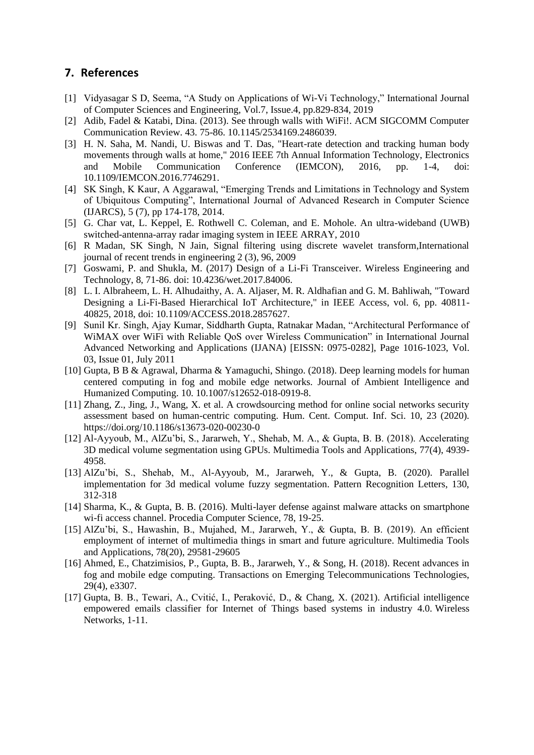## 7. References

[1] Vidyasagar S D, Seema, "A Study on Applications of Wi-Vi Technology," International Journal of Computer Sciences and Engineering, Vol.7, Issue.4, pp.829-834, 2019

[2] Adib, Fadel & Katabi, Dina. (2013). See through walls with WiFi!. ACM SIGCOMM Computer Communication Review. 43. 75-86. 10.1145/2534169.2486039.

[3] H. N. Saha, M. Nandi, U. Biswas and T. Das, "Heart-rate detection and tracking human body movements through walls at home," 2016 IEEE 7th Annual Information Technology, Electronics and Mobile Communication Conference (IEMCON), 2016, pp. 1-4, doi: 10.1109/IEMCON.2016.7746291.

[4] SK Singh, K Kaur, A Aggarawal, "Emerging Trends and Limitations in Technology and System of Ubiquitous Computing", International Journal of Advanced Research in Computer Science (IJARCS), 5 (7), pp 174-178, 2014.

[5] G. Char vat, L. Keppel, E. Rothwell C. Coleman, and E. Mohole. An ultra-wideband (UWB) switched-antenna-array radar imaging system in IEEE ARRAY, 2010

[6] R Madan, SK Singh, N Jain, Signal filtering using discrete wavelet transform,International journal of recent trends in engineering 2 (3), 96, 2009

[7] Goswami, P. and Shukla, M. (2017) Design of a Li-Fi Transceiver. Wireless Engineering and Technology, 8, 71-86. doi: 10.4236/wet.2017.84006.

[8] L. I. Albraheem, L. H. Alhudaithy, A. A. Aljaser, M. R. Aldhafian and G. M. Bahliwah, "Toward Designing a Li-Fi-Based Hierarchical IoT Architecture," in IEEE Access, vol. 6, pp. 40811-40825, 2018, doi: 10.1109/ACCESS.2018.2857627.

[9] Sunil Kr. Singh, Ajay Kumar, Siddharth Gupta, Ratnakar Madan, "Architectural Performance of WiMAX over WiFi with Reliable QoS over Wireless Communication" in International Journal Advanced Networking and Applications (IJANA) [EISSN: 0975-0282], Page 1016-1023, Vol. 03, Issue 01, July 2011

[10] Gupta, B B & Agrawal, Dharma & Yamaguchi, Shingo. (2018). Deep learning models for human centered computing in fog and mobile edge networks. Journal of Ambient Intelligence and Humanized Computing. 10. 10.1007/s12652-018-0919-8.

[11] Zhang, Z., Jing, J., Wang, X. et al. A crowdsourcing method for online social networks security assessment based on human-centric computing. Hum. Cent. Comput. Inf. Sci. 10, 23 (2020). https://doi.org/10.1186/s13673-020-00230-0

[12] Al-Ayyoub, M., AlZu'bi, S., Jararweh, Y., Shehab, M. A., & Gupta, B. B. (2018). Accelerating 3D medical volume segmentation using GPUs. Multimedia Tools and Applications, 77(4), 4939-4958.

[13] AlZu'bi, S., Shehab, M., Al-Ayyoub, M., Jararweh, Y., & Gupta, B. (2020). Parallel implementation for 3d medical volume fuzzy segmentation. Pattern Recognition Letters, 130, 312-318

[14] Sharma, K., & Gupta, B. B. (2016). Multi-layer defense against malware attacks on smartphone wi-fi access channel. Procedia Computer Science, 78, 19-25.

[15] AlZu'bi, S., Hawashin, B., Mujahed, M., Jararweh, Y., & Gupta, B. B. (2019). An efficient employment of internet of multimedia things in smart and future agriculture. Multimedia Tools and Applications, 78(20), 29581-29605

[16] Ahmed, E., Chatzimisios, P., Gupta, B. B., Jararweh, Y., & Song, H. (2018). Recent advances in fog and mobile edge computing. Transactions on Emerging Telecommunications Technologies, 29(4), e3307.

[17] Gupta, B. B., Tewari, A., Cvitić, I., Peraković, D., & Chang, X. (2021). Artificial intelligence empowered emails classifier for Internet of Things based systems in industry 4.0. Wireless Networks, 1-11.